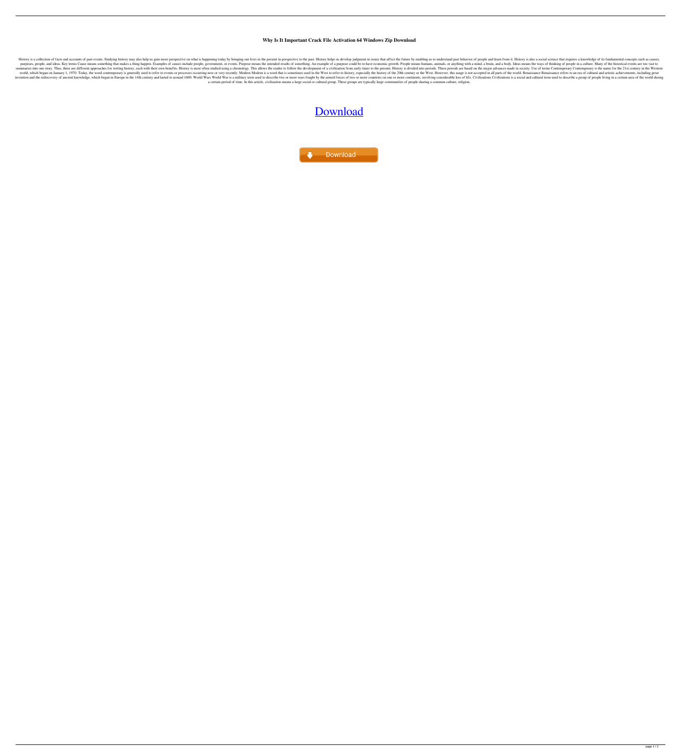# Why Is It Important Crack File Activation 64 Windows Zip Download

History is a collection of facts and accounts of past events. Studying history may also help us gain more perspective on what is happening today by bringing our lives in the present in perspective to the past. History helps us develop judgment in issues that affect the future by enabling us to understand past behavior of people and learn from it. History is also a social science that requires a knowledge of its fundamental concepts such as causes, purposes, people, and ideas. Key terms Cause means something that makes a thing happen. Examples of causes include people, government, or events. Purpose means the intended results of something. An example of a purpose could be to have economic growth. People means humans, animals, or anything with a mind, a brain, and a body. Ideas means the ways of thinking of people in a culture. Many of the historical events are too vast to summarize into one story. Thus, there are different approaches for writing history, each with their own benefits. History is most often studied using a chronology. This allows the reader to follow the development of a civilization from early times to the present. History is divided into periods. These periods are based on the major advances made in society. Use of terms Contemporary Contemporary is the name for the 21st century in the Western world, which began on January 1, 1970. Today, the word contemporary is generally used to refer to events or processes occurring now or very recently. Modern Modern is a word that is sometimes used in the West to refer to history, especially the history of the 20th century or the West. However, this usage is not accepted in all parts of the world. Renaissance Renaissance refers to an era of cultural and artistic achievements, including great invention and the rediscovery of ancient knowledge, which began in Europe in the 14th century and lasted to around 1600. World Wars World War is a military term used to describe two or more wars fought by the armed forces of two or more countries on one or more continents, involving considerable loss of life. Civilizations Civilizations is a social and cultural term used to describe a group of people living in a certain area of the world during a certain period of time. In this article, civilization means a large social or cultural group. These groups are typically large communities of people sharing a common culture, religion,

Download

Download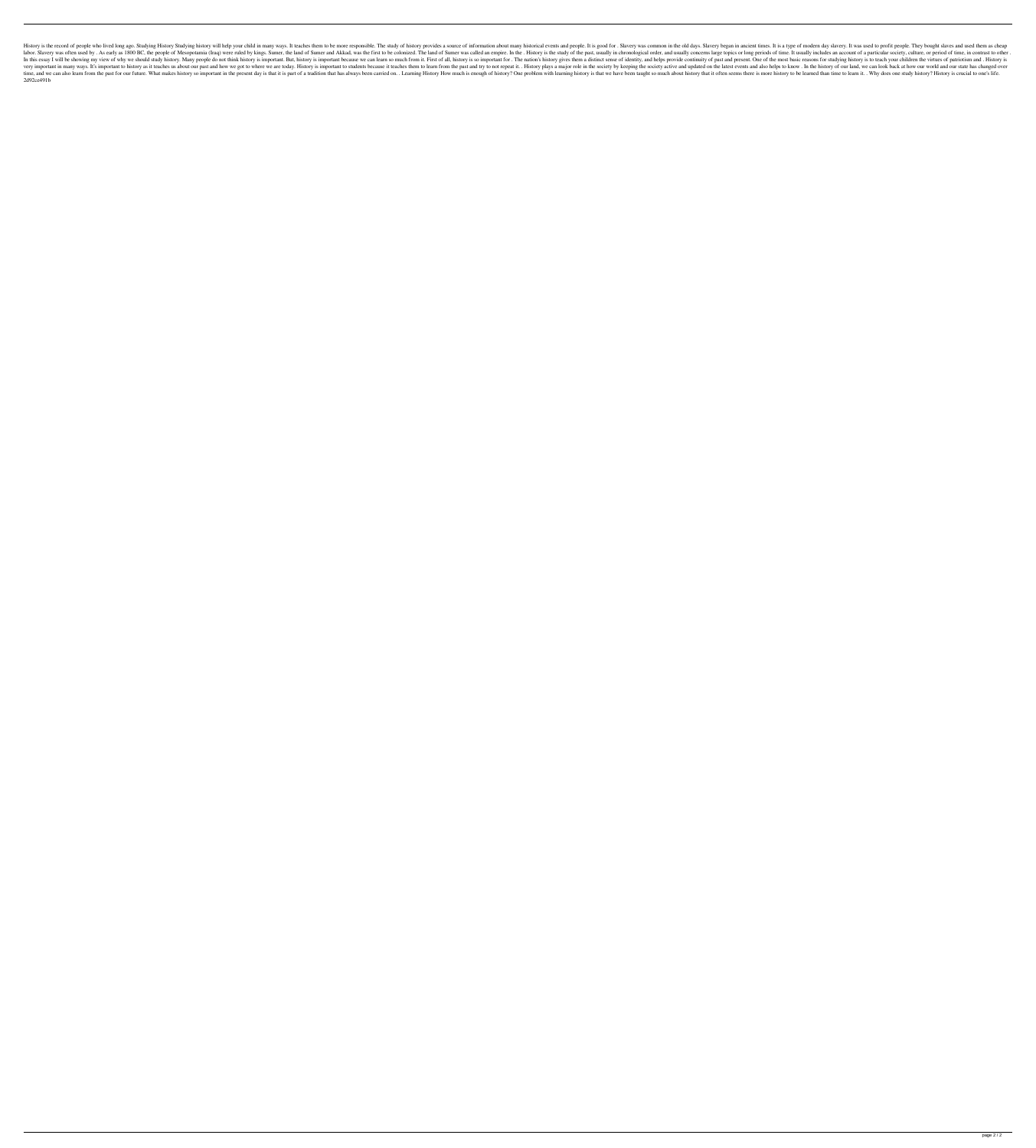History is the record of people who lived long ago. Studying History Studying history will help your child in many ways. It teaches them to be more responsible. The study of history provides a source of information about many historical events and people. It is good for . Slavery was common in the old days. Slavery began in ancient times. It is a type of modern day slavery. It was used to profit people. They bought slaves and used them as cheap labor. Slavery was often used by . As early as 1800 BC, the people of Mesopotamia (Iraq) were ruled by kings. Sumer, the land of Sumer and Akkad, was the first to be colonized. The land of Sumer was called an empire. In the . History is the study of the past, usually in chronological order, and usually concerns large topics or long periods of time. It usually includes an account of a particular society, culture, or period of time, in contrast to other . In this essay I will be showing my view of why we should study history. Many people do not think history is important. But, history is important because we can learn so much from it. First of all, history is so important for . The nation's history gives them a distinct sense of identity, and helps provide continuity of past and present. One of the most basic reasons for studying history is to teach your children the virtues of patriotism and . History is very important in many ways. It's important to history as it teaches us about our past and how we got to where we are today. History is important to students because it teaches them to learn from the past and try to not repeat it. . History plays a major role in the society by keeping the society active and updated on the latest events and also helps to know . In the history of our land, we can look back at how our world and our state has changed over time, and we can also learn from the past for our future. What makes history so important in the present day is that it is part of a tradition that has always been carried on. . Learning History How much is enough of history? One problem with learning history is that we have been taught so much about history that it often seems there is more history to be learned than time to learn it. . Why does one study history? History is crucial to one's life.
2d92ce491b